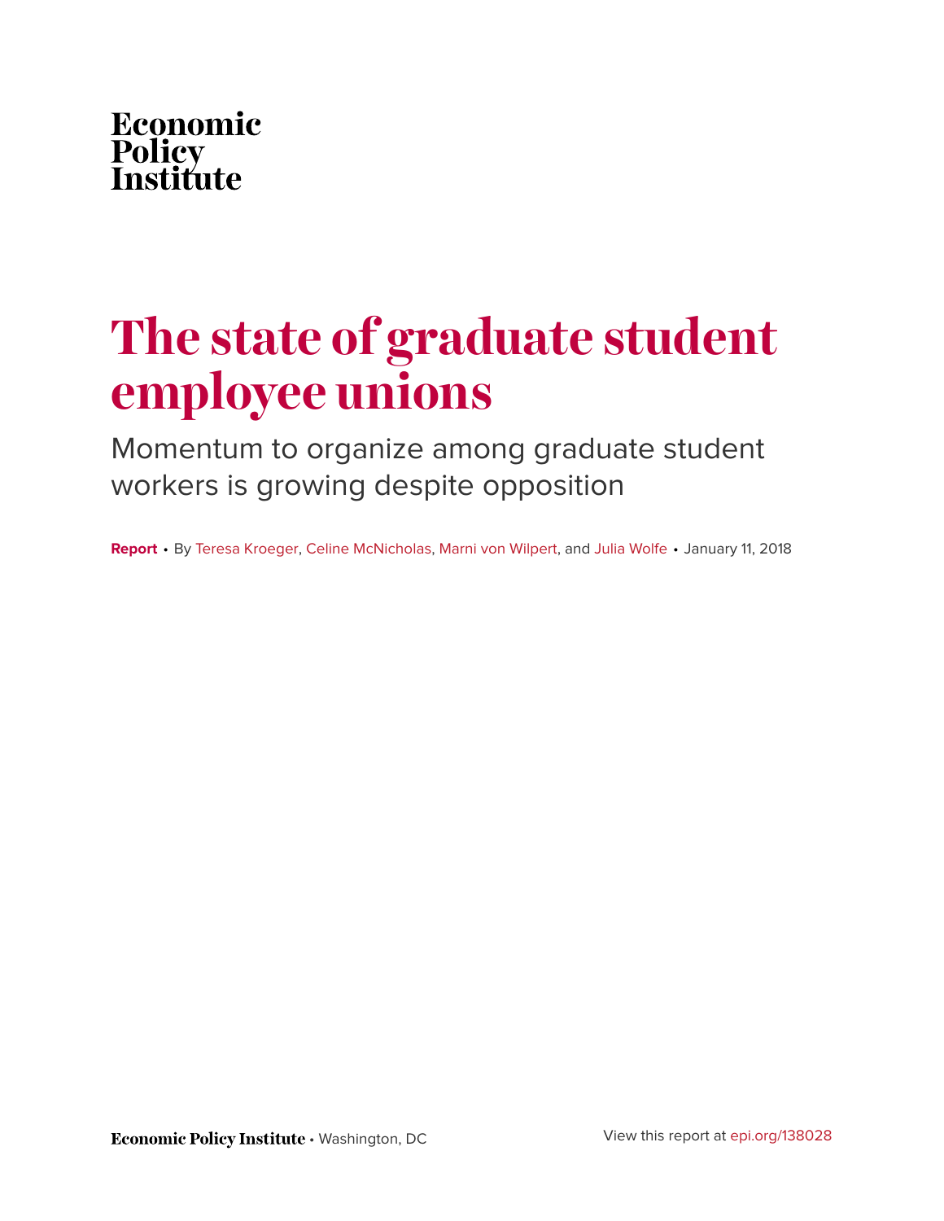Economic
Policy
Institute

# The state of graduate student employee unions

## Momentum to organize among graduate student workers is growing despite opposition

**Report** • By Teresa Kroeger, Celine McNicholas, Marni von Wilpert, and Julia Wolfe • January 11, 2018

**Economic Policy Institute** • Washington, DC

View this report at epi.org/138028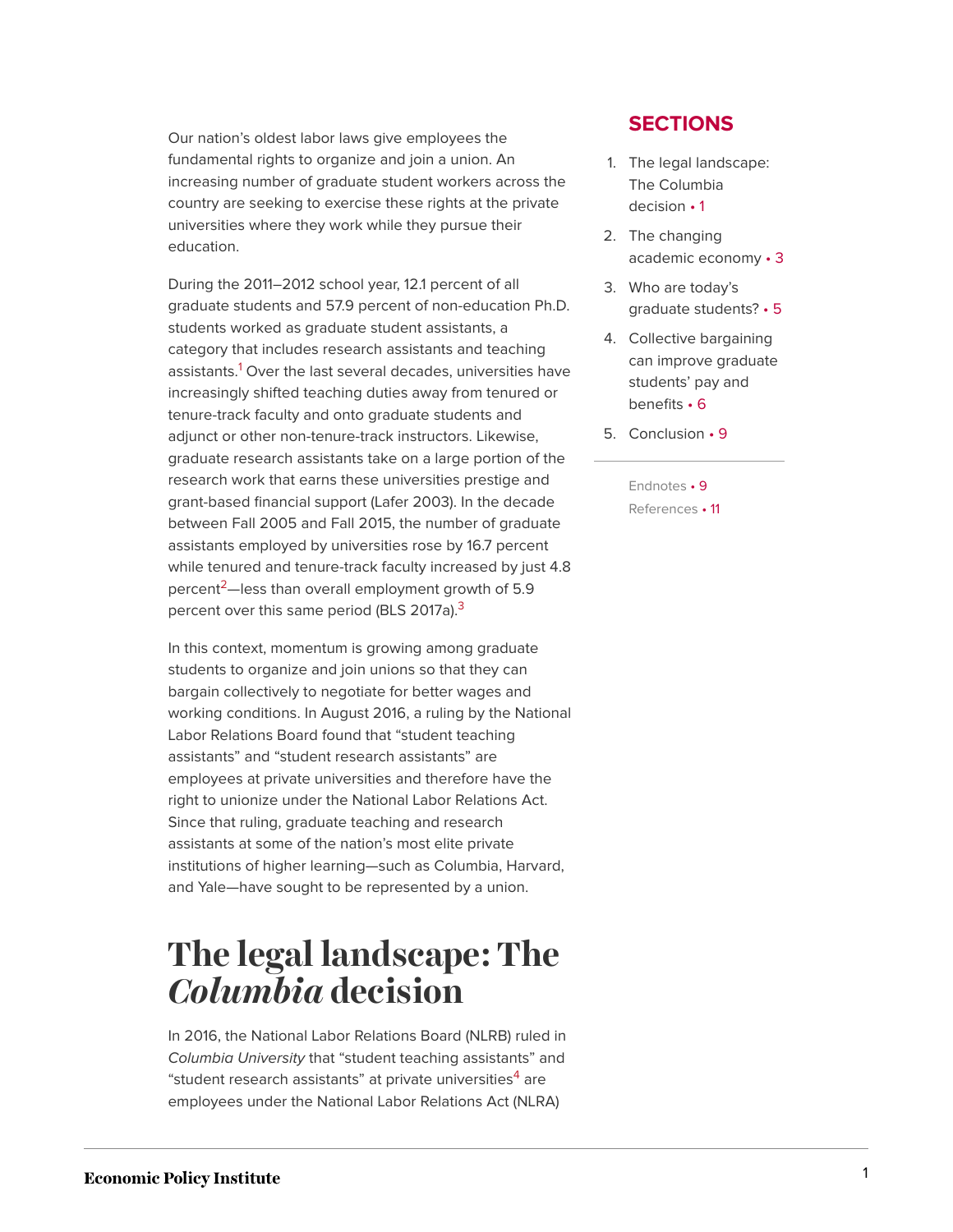Our nation's oldest labor laws give employees the fundamental rights to organize and join a union. An increasing number of graduate student workers across the country are seeking to exercise these rights at the private universities where they work while they pursue their education.

During the 2011–2012 school year, 12.1 percent of all graduate students and 57.9 percent of non-education Ph.D. students worked as graduate student assistants, a category that includes research assistants and teaching assistants.[1] Over the last several decades, universities have increasingly shifted teaching duties away from tenured or tenure-track faculty and onto graduate students and adjunct or other non-tenure-track instructors. Likewise, graduate research assistants take on a large portion of the research work that earns these universities prestige and grant-based financial support (Lafer 2003). In the decade between Fall 2005 and Fall 2015, the number of graduate assistants employed by universities rose by 16.7 percent while tenured and tenure-track faculty increased by just 4.8 percent[2]—less than overall employment growth of 5.9 percent over this same period (BLS 2017a).[3]

In this context, momentum is growing among graduate students to organize and join unions so that they can bargain collectively to negotiate for better wages and working conditions. In August 2016, a ruling by the National Labor Relations Board found that "student teaching assistants" and "student research assistants" are employees at private universities and therefore have the right to unionize under the National Labor Relations Act. Since that ruling, graduate teaching and research assistants at some of the nation's most elite private institutions of higher learning—such as Columbia, Harvard, and Yale—have sought to be represented by a union.

**SECTIONS**

1. The legal landscape: The Columbia decision • 1
2. The changing academic economy • 3
3. Who are today's graduate students? • 5
4. Collective bargaining can improve graduate students' pay and benefits • 6
5. Conclusion • 9

Endnotes • 9
References • 11

# The legal landscape: The *Columbia* decision

In 2016, the National Labor Relations Board (NLRB) ruled in *Columbia University* that "student teaching assistants" and "student research assistants" at private universities[4] are employees under the National Labor Relations Act (NLRA)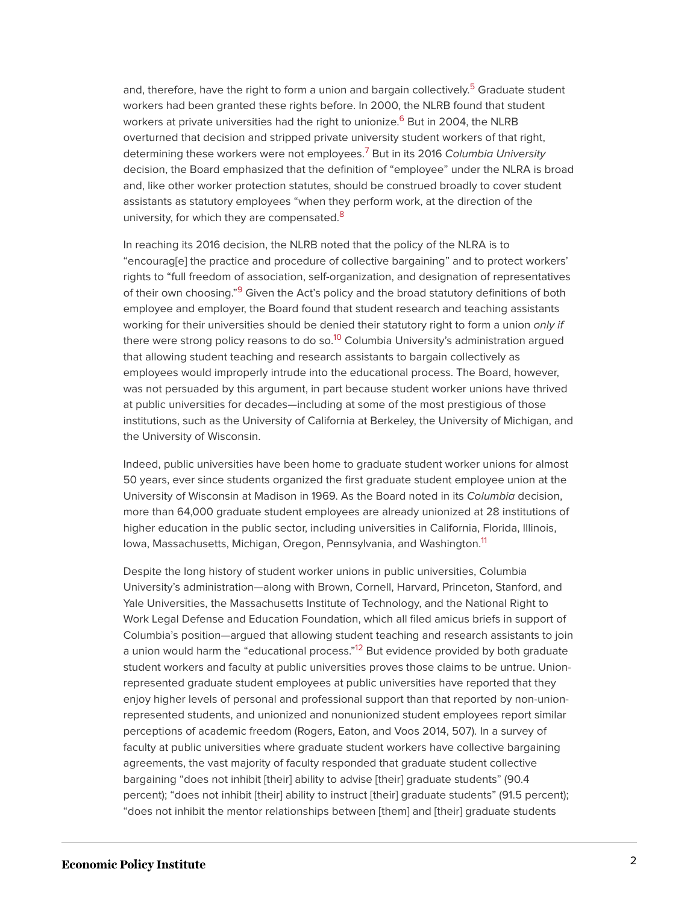and, therefore, have the right to form a union and bargain collectively.[5] Graduate student workers had been granted these rights before. In 2000, the NLRB found that student workers at private universities had the right to unionize.[6] But in 2004, the NLRB overturned that decision and stripped private university student workers of that right, determining these workers were not employees.[7] But in its 2016 *Columbia University* decision, the Board emphasized that the definition of "employee" under the NLRA is broad and, like other worker protection statutes, should be construed broadly to cover student assistants as statutory employees "when they perform work, at the direction of the university, for which they are compensated.[8]

In reaching its 2016 decision, the NLRB noted that the policy of the NLRA is to "encourag[e] the practice and procedure of collective bargaining" and to protect workers' rights to "full freedom of association, self-organization, and designation of representatives of their own choosing."[9] Given the Act's policy and the broad statutory definitions of both employee and employer, the Board found that student research and teaching assistants working for their universities should be denied their statutory right to form a union *only if* there were strong policy reasons to do so.[10] Columbia University's administration argued that allowing student teaching and research assistants to bargain collectively as employees would improperly intrude into the educational process. The Board, however, was not persuaded by this argument, in part because student worker unions have thrived at public universities for decades—including at some of the most prestigious of those institutions, such as the University of California at Berkeley, the University of Michigan, and the University of Wisconsin.

Indeed, public universities have been home to graduate student worker unions for almost 50 years, ever since students organized the first graduate student employee union at the University of Wisconsin at Madison in 1969. As the Board noted in its *Columbia* decision, more than 64,000 graduate student employees are already unionized at 28 institutions of higher education in the public sector, including universities in California, Florida, Illinois, Iowa, Massachusetts, Michigan, Oregon, Pennsylvania, and Washington.[11]

Despite the long history of student worker unions in public universities, Columbia University's administration—along with Brown, Cornell, Harvard, Princeton, Stanford, and Yale Universities, the Massachusetts Institute of Technology, and the National Right to Work Legal Defense and Education Foundation, which all filed amicus briefs in support of Columbia's position—argued that allowing student teaching and research assistants to join a union would harm the "educational process."[12] But evidence provided by both graduate student workers and faculty at public universities proves those claims to be untrue. Union-represented graduate student employees at public universities have reported that they enjoy higher levels of personal and professional support than that reported by non-union-represented students, and unionized and nonunionized student employees report similar perceptions of academic freedom (Rogers, Eaton, and Voos 2014, 507). In a survey of faculty at public universities where graduate student workers have collective bargaining agreements, the vast majority of faculty responded that graduate student collective bargaining "does not inhibit [their] ability to advise [their] graduate students" (90.4 percent); "does not inhibit [their] ability to instruct [their] graduate students" (91.5 percent); "does not inhibit the mentor relationships between [them] and [their] graduate students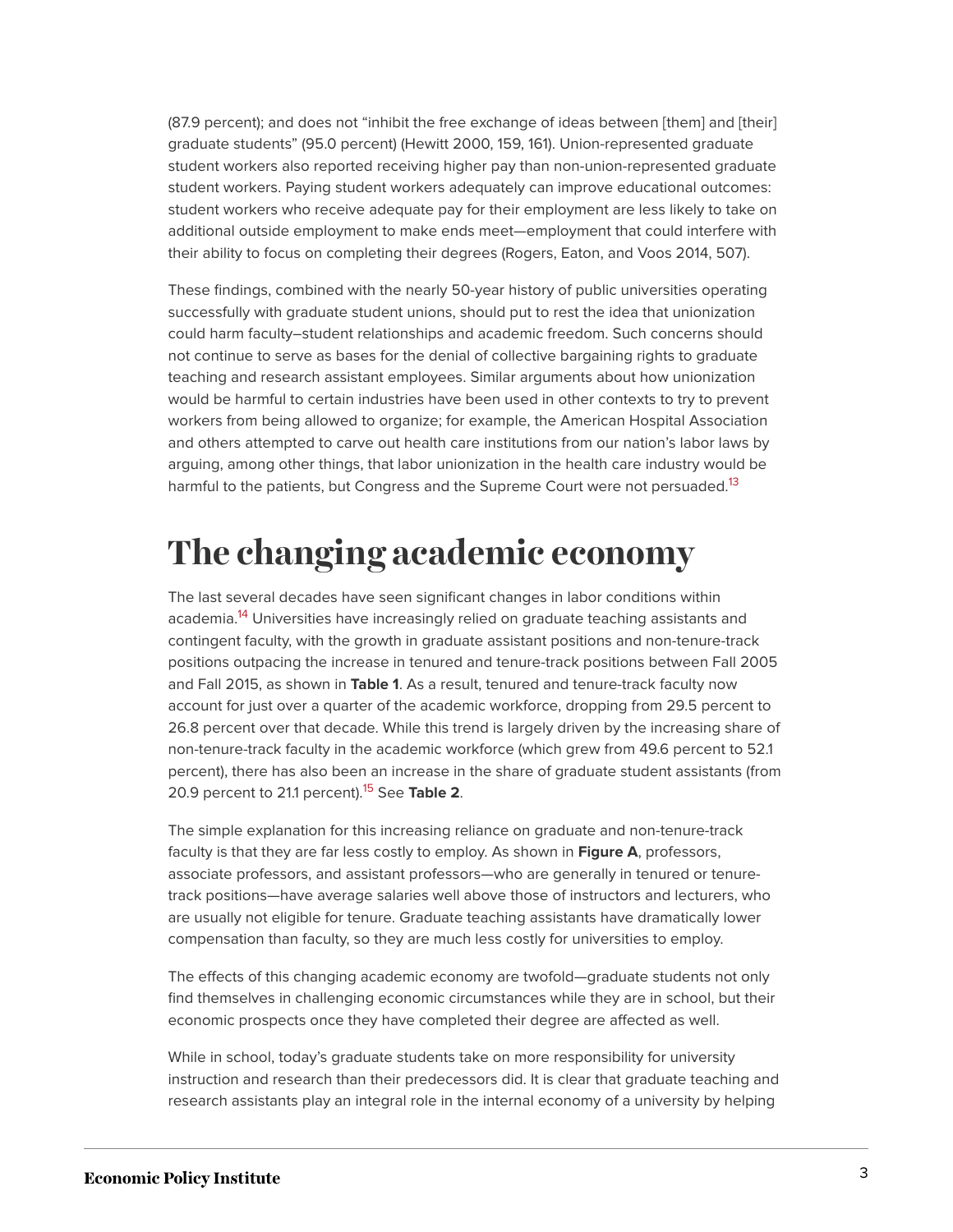(87.9 percent); and does not “inhibit the free exchange of ideas between [them] and [their] graduate students” (95.0 percent) (Hewitt 2000, 159, 161). Union-represented graduate student workers also reported receiving higher pay than non-union-represented graduate student workers. Paying student workers adequately can improve educational outcomes: student workers who receive adequate pay for their employment are less likely to take on additional outside employment to make ends meet—employment that could interfere with their ability to focus on completing their degrees (Rogers, Eaton, and Voos 2014, 507).

These findings, combined with the nearly 50-year history of public universities operating successfully with graduate student unions, should put to rest the idea that unionization could harm faculty–student relationships and academic freedom. Such concerns should not continue to serve as bases for the denial of collective bargaining rights to graduate teaching and research assistant employees. Similar arguments about how unionization would be harmful to certain industries have been used in other contexts to try to prevent workers from being allowed to organize; for example, the American Hospital Association and others attempted to carve out health care institutions from our nation’s labor laws by arguing, among other things, that labor unionization in the health care industry would be harmful to the patients, but Congress and the Supreme Court were not persuaded.[13]

# The changing academic economy

The last several decades have seen significant changes in labor conditions within academia.[14] Universities have increasingly relied on graduate teaching assistants and contingent faculty, with the growth in graduate assistant positions and non-tenure-track positions outpacing the increase in tenured and tenure-track positions between Fall 2005 and Fall 2015, as shown in **Table 1**. As a result, tenured and tenure-track faculty now account for just over a quarter of the academic workforce, dropping from 29.5 percent to 26.8 percent over that decade. While this trend is largely driven by the increasing share of non-tenure-track faculty in the academic workforce (which grew from 49.6 percent to 52.1 percent), there has also been an increase in the share of graduate student assistants (from 20.9 percent to 21.1 percent).[15] See **Table 2**.

The simple explanation for this increasing reliance on graduate and non-tenure-track faculty is that they are far less costly to employ. As shown in **Figure A**, professors, associate professors, and assistant professors—who are generally in tenured or tenure-track positions—have average salaries well above those of instructors and lecturers, who are usually not eligible for tenure. Graduate teaching assistants have dramatically lower compensation than faculty, so they are much less costly for universities to employ.

The effects of this changing academic economy are twofold—graduate students not only find themselves in challenging economic circumstances while they are in school, but their economic prospects once they have completed their degree are affected as well.

While in school, today’s graduate students take on more responsibility for university instruction and research than their predecessors did. It is clear that graduate teaching and research assistants play an integral role in the internal economy of a university by helping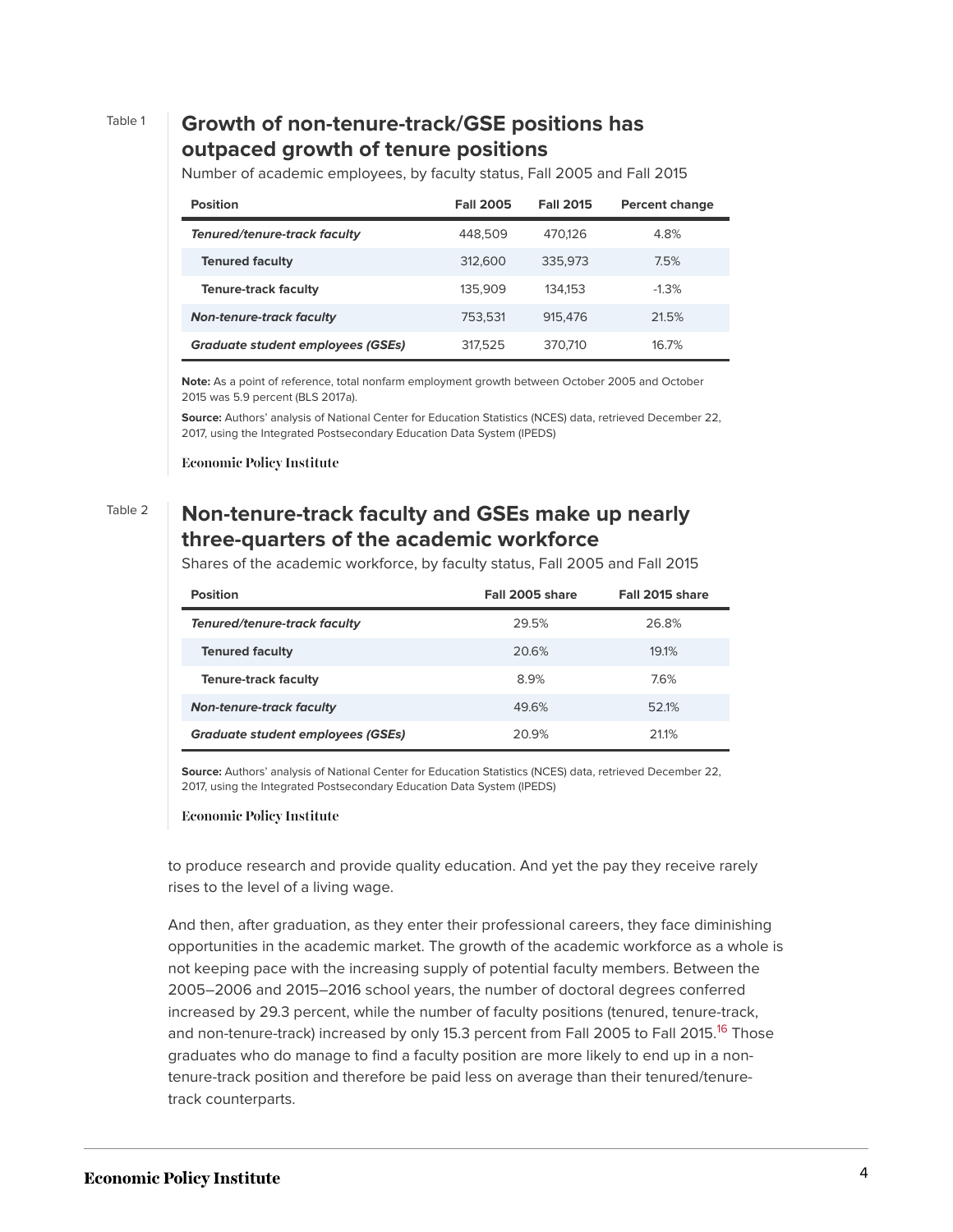Table 1

## Growth of non-tenure-track/GSE positions has outpaced growth of tenure positions

Number of academic employees, by faculty status, Fall 2005 and Fall 2015

| Position | Fall 2005 | Fall 2015 | Percent change |
|---|---|---|---|
| ***Tenured/tenure-track faculty*** | 448,509 | 470,126 | 4.8% |
| **Tenured faculty** | 312,600 | 335,973 | 7.5% |
| **Tenure-track faculty** | 135,909 | 134,153 | -1.3% |
| ***Non-tenure-track faculty*** | 753,531 | 915,476 | 21.5% |
| ***Graduate student employees (GSEs)*** | 317,525 | 370,710 | 16.7% |

**Note:** As a point of reference, total nonfarm employment growth between October 2005 and October 2015 was 5.9 percent (BLS 2017a).

**Source:** Authors' analysis of National Center for Education Statistics (NCES) data, retrieved December 22, 2017, using the Integrated Postsecondary Education Data System (IPEDS)

Economic Policy Institute

Table 2

## Non-tenure-track faculty and GSEs make up nearly three-quarters of the academic workforce

Shares of the academic workforce, by faculty status, Fall 2005 and Fall 2015

| Position | Fall 2005 share | Fall 2015 share |
|---|---|---|
| ***Tenured/tenure-track faculty*** | 29.5% | 26.8% |
| **Tenured faculty** | 20.6% | 19.1% |
| **Tenure-track faculty** | 8.9% | 7.6% |
| ***Non-tenure-track faculty*** | 49.6% | 52.1% |
| ***Graduate student employees (GSEs)*** | 20.9% | 21.1% |

**Source:** Authors' analysis of National Center for Education Statistics (NCES) data, retrieved December 22, 2017, using the Integrated Postsecondary Education Data System (IPEDS)

Economic Policy Institute

to produce research and provide quality education. And yet the pay they receive rarely rises to the level of a living wage.

And then, after graduation, as they enter their professional careers, they face diminishing opportunities in the academic market. The growth of the academic workforce as a whole is not keeping pace with the increasing supply of potential faculty members. Between the 2005–2006 and 2015–2016 school years, the number of doctoral degrees conferred increased by 29.3 percent, while the number of faculty positions (tenured, tenure-track, and non-tenure-track) increased by only 15.3 percent from Fall 2005 to Fall 2015.[16] Those graduates who do manage to find a faculty position are more likely to end up in a non-tenure-track position and therefore be paid less on average than their tenured/tenure-track counterparts.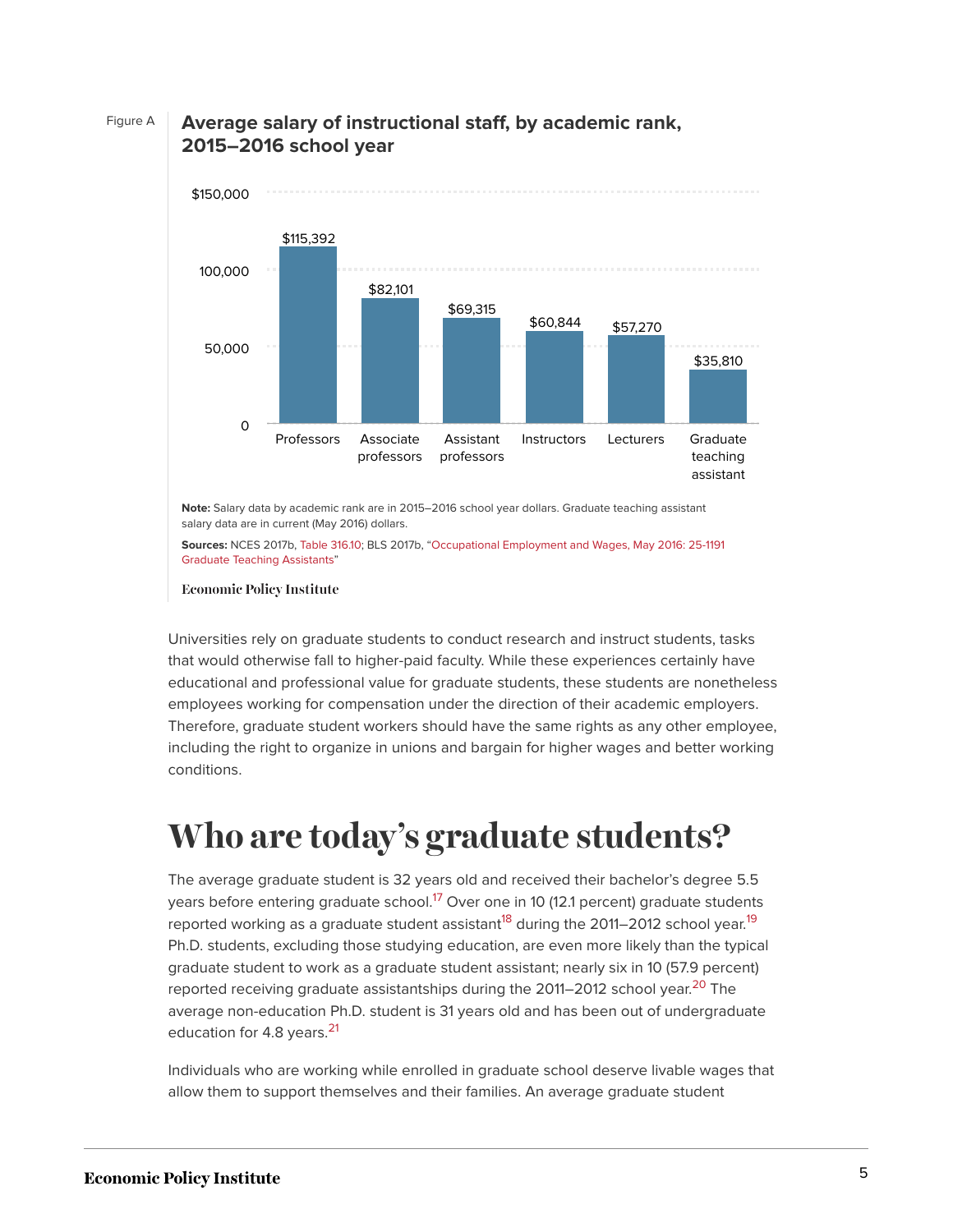Figure A

**Average salary of instructional staff, by academic rank, 2015–2016 school year**

| Academic rank | Average salary |
|---|---|
| Professors | $115,392 |
| Associate professors | $82,101 |
| Assistant professors | $69,315 |
| Instructors | $60,844 |
| Lecturers | $57,270 |
| Graduate teaching assistant | $35,810 |

**Note:** Salary data by academic rank are in 2015–2016 school year dollars. Graduate teaching assistant salary data are in current (May 2016) dollars.

**Sources:** NCES 2017b, Table 316.10; BLS 2017b, "Occupational Employment and Wages, May 2016: 25-1191 Graduate Teaching Assistants"

Economic Policy Institute

Universities rely on graduate students to conduct research and instruct students, tasks that would otherwise fall to higher-paid faculty. While these experiences certainly have educational and professional value for graduate students, these students are nonetheless employees working for compensation under the direction of their academic employers. Therefore, graduate student workers should have the same rights as any other employee, including the right to organize in unions and bargain for higher wages and better working conditions.

# Who are today's graduate students?

The average graduate student is 32 years old and received their bachelor's degree 5.5 years before entering graduate school.[17] Over one in 10 (12.1 percent) graduate students reported working as a graduate student assistant[18] during the 2011–2012 school year.[19] Ph.D. students, excluding those studying education, are even more likely than the typical graduate student to work as a graduate student assistant; nearly six in 10 (57.9 percent) reported receiving graduate assistantships during the 2011–2012 school year.[20] The average non-education Ph.D. student is 31 years old and has been out of undergraduate education for 4.8 years.[21]

Individuals who are working while enrolled in graduate school deserve livable wages that allow them to support themselves and their families. An average graduate student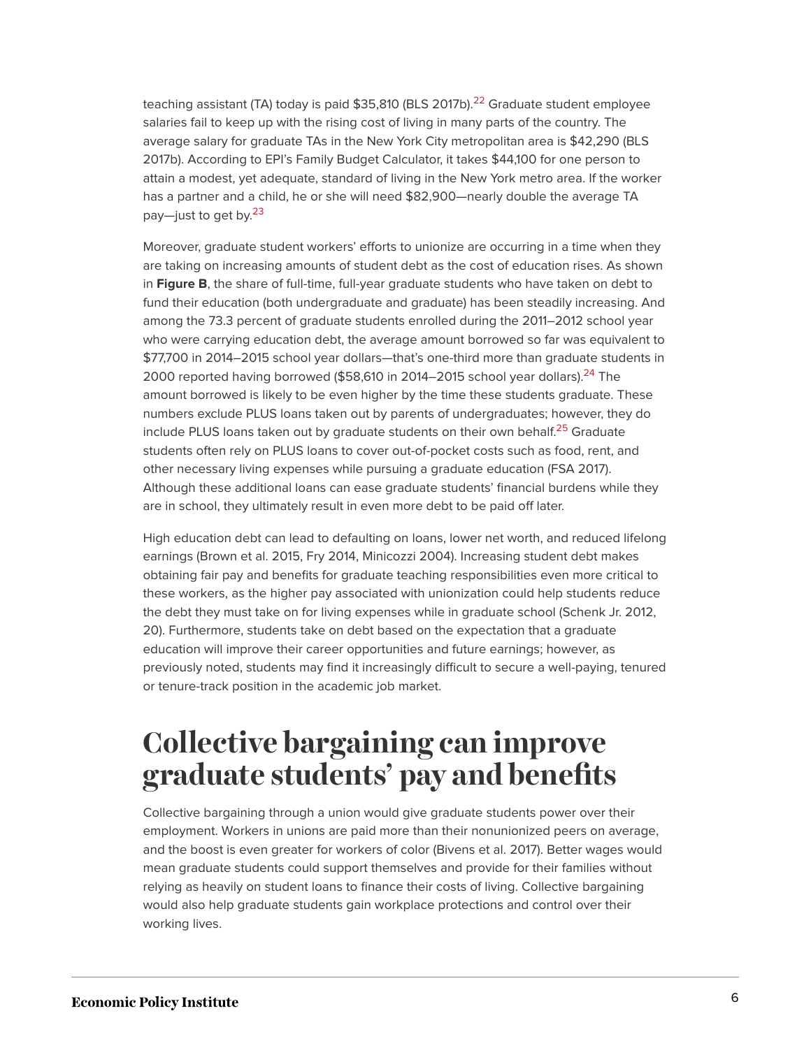teaching assistant (TA) today is paid $35,810 (BLS 2017b).[22] Graduate student employee salaries fail to keep up with the rising cost of living in many parts of the country. The average salary for graduate TAs in the New York City metropolitan area is $42,290 (BLS 2017b). According to EPI's Family Budget Calculator, it takes $44,100 for one person to attain a modest, yet adequate, standard of living in the New York metro area. If the worker has a partner and a child, he or she will need $82,900—nearly double the average TA pay—just to get by.[23]

Moreover, graduate student workers' efforts to unionize are occurring in a time when they are taking on increasing amounts of student debt as the cost of education rises. As shown in **Figure B**, the share of full-time, full-year graduate students who have taken on debt to fund their education (both undergraduate and graduate) has been steadily increasing. And among the 73.3 percent of graduate students enrolled during the 2011–2012 school year who were carrying education debt, the average amount borrowed so far was equivalent to $77,700 in 2014–2015 school year dollars—that's one-third more than graduate students in 2000 reported having borrowed ($58,610 in 2014–2015 school year dollars).[24] The amount borrowed is likely to be even higher by the time these students graduate. These numbers exclude PLUS loans taken out by parents of undergraduates; however, they do include PLUS loans taken out by graduate students on their own behalf.[25] Graduate students often rely on PLUS loans to cover out-of-pocket costs such as food, rent, and other necessary living expenses while pursuing a graduate education (FSA 2017). Although these additional loans can ease graduate students' financial burdens while they are in school, they ultimately result in even more debt to be paid off later.

High education debt can lead to defaulting on loans, lower net worth, and reduced lifelong earnings (Brown et al. 2015, Fry 2014, Minicozzi 2004). Increasing student debt makes obtaining fair pay and benefits for graduate teaching responsibilities even more critical to these workers, as the higher pay associated with unionization could help students reduce the debt they must take on for living expenses while in graduate school (Schenk Jr. 2012, 20). Furthermore, students take on debt based on the expectation that a graduate education will improve their career opportunities and future earnings; however, as previously noted, students may find it increasingly difficult to secure a well-paying, tenured or tenure-track position in the academic job market.

# Collective bargaining can improve graduate students' pay and benefits

Collective bargaining through a union would give graduate students power over their employment. Workers in unions are paid more than their nonunionized peers on average, and the boost is even greater for workers of color (Bivens et al. 2017). Better wages would mean graduate students could support themselves and provide for their families without relying as heavily on student loans to finance their costs of living. Collective bargaining would also help graduate students gain workplace protections and control over their working lives.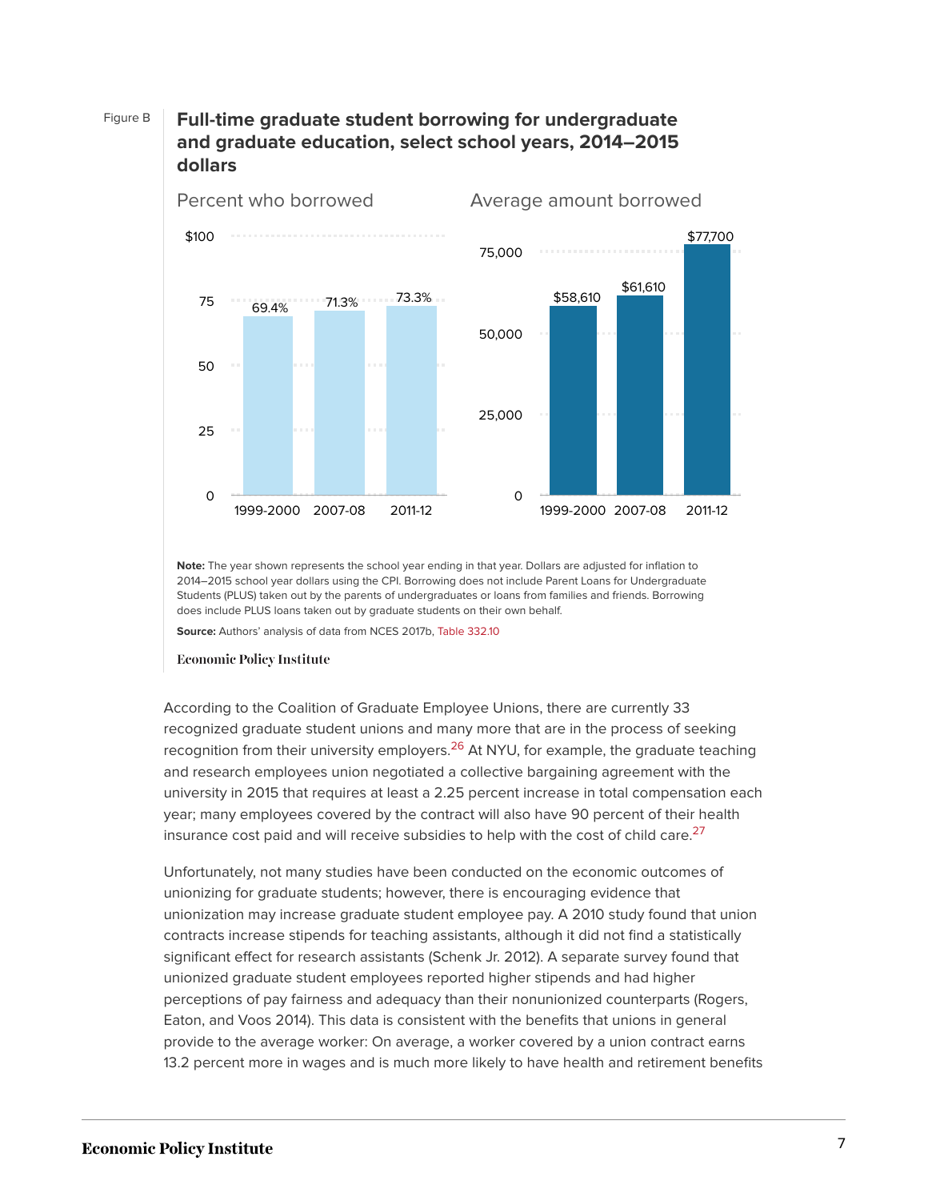Figure B

**Full-time graduate student borrowing for undergraduate and graduate education, select school years, 2014–2015 dollars**

Percent who borrowed

| School year | Percent who borrowed |
|---|---|
| 1999-2000 | 69.4% |
| 2007-08 | 71.3% |
| 2011-12 | 73.3% |

Average amount borrowed

| School year | Average amount borrowed |
|---|---|
| 1999-2000 | $58,610 |
| 2007-08 | $61,610 |
| 2011-12 | $77,700 |

**Note:** The year shown represents the school year ending in that year. Dollars are adjusted for inflation to 2014–2015 school year dollars using the CPI. Borrowing does not include Parent Loans for Undergraduate Students (PLUS) taken out by the parents of undergraduates or loans from families and friends. Borrowing does include PLUS loans taken out by graduate students on their own behalf.

**Source:** Authors' analysis of data from NCES 2017b, Table 332.10

Economic Policy Institute

According to the Coalition of Graduate Employee Unions, there are currently 33 recognized graduate student unions and many more that are in the process of seeking recognition from their university employers.[26] At NYU, for example, the graduate teaching and research employees union negotiated a collective bargaining agreement with the university in 2015 that requires at least a 2.25 percent increase in total compensation each year; many employees covered by the contract will also have 90 percent of their health insurance cost paid and will receive subsidies to help with the cost of child care.[27]

Unfortunately, not many studies have been conducted on the economic outcomes of unionizing for graduate students; however, there is encouraging evidence that unionization may increase graduate student employee pay. A 2010 study found that union contracts increase stipends for teaching assistants, although it did not find a statistically significant effect for research assistants (Schenk Jr. 2012). A separate survey found that unionized graduate student employees reported higher stipends and had higher perceptions of pay fairness and adequacy than their nonunionized counterparts (Rogers, Eaton, and Voos 2014). This data is consistent with the benefits that unions in general provide to the average worker: On average, a worker covered by a union contract earns 13.2 percent more in wages and is much more likely to have health and retirement benefits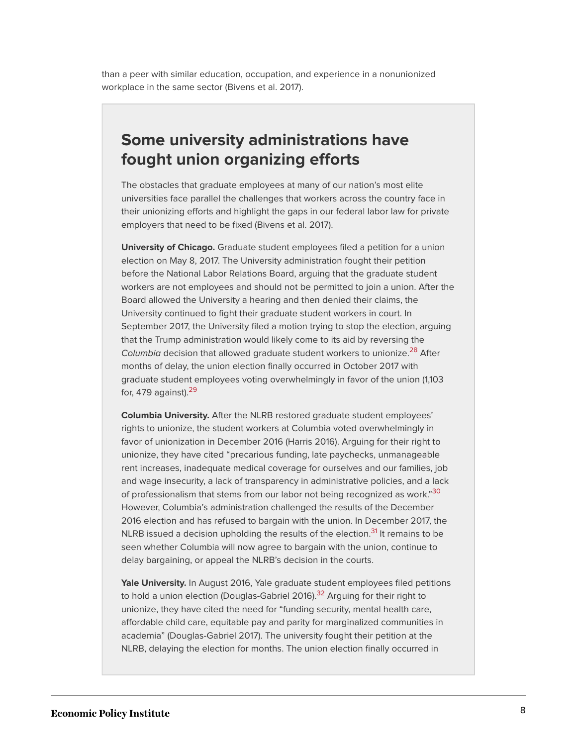than a peer with similar education, occupation, and experience in a nonunionized workplace in the same sector (Bivens et al. 2017).

## Some university administrations have fought union organizing efforts

The obstacles that graduate employees at many of our nation's most elite universities face parallel the challenges that workers across the country face in their unionizing efforts and highlight the gaps in our federal labor law for private employers that need to be fixed (Bivens et al. 2017).

**University of Chicago.** Graduate student employees filed a petition for a union election on May 8, 2017. The University administration fought their petition before the National Labor Relations Board, arguing that the graduate student workers are not employees and should not be permitted to join a union. After the Board allowed the University a hearing and then denied their claims, the University continued to fight their graduate student workers in court. In September 2017, the University filed a motion trying to stop the election, arguing that the Trump administration would likely come to its aid by reversing the *Columbia* decision that allowed graduate student workers to unionize.[28] After months of delay, the union election finally occurred in October 2017 with graduate student employees voting overwhelmingly in favor of the union (1,103 for, 479 against).[29]

**Columbia University.** After the NLRB restored graduate student employees' rights to unionize, the student workers at Columbia voted overwhelmingly in favor of unionization in December 2016 (Harris 2016). Arguing for their right to unionize, they have cited "precarious funding, late paychecks, unmanageable rent increases, inadequate medical coverage for ourselves and our families, job and wage insecurity, a lack of transparency in administrative policies, and a lack of professionalism that stems from our labor not being recognized as work."[30] However, Columbia's administration challenged the results of the December 2016 election and has refused to bargain with the union. In December 2017, the NLRB issued a decision upholding the results of the election.[31] It remains to be seen whether Columbia will now agree to bargain with the union, continue to delay bargaining, or appeal the NLRB's decision in the courts.

**Yale University.** In August 2016, Yale graduate student employees filed petitions to hold a union election (Douglas-Gabriel 2016).[32] Arguing for their right to unionize, they have cited the need for "funding security, mental health care, affordable child care, equitable pay and parity for marginalized communities in academia" (Douglas-Gabriel 2017). The university fought their petition at the NLRB, delaying the election for months. The union election finally occurred in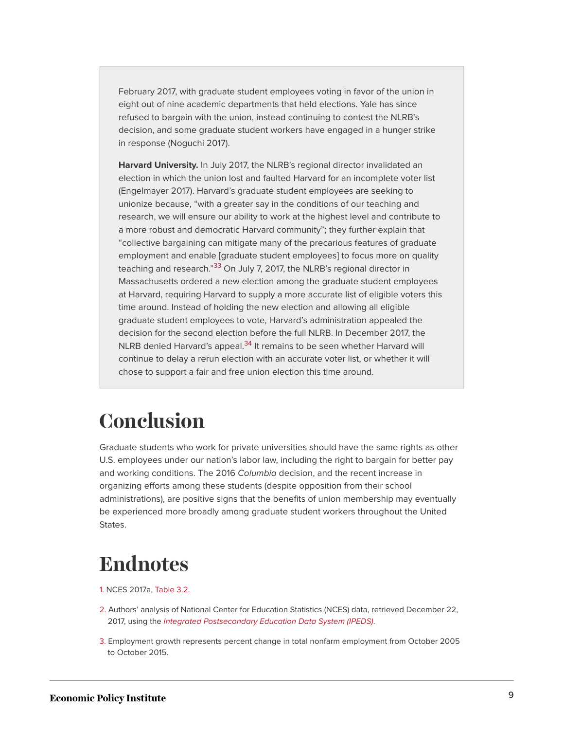February 2017, with graduate student employees voting in favor of the union in eight out of nine academic departments that held elections. Yale has since refused to bargain with the union, instead continuing to contest the NLRB's decision, and some graduate student workers have engaged in a hunger strike in response (Noguchi 2017).

**Harvard University.** In July 2017, the NLRB's regional director invalidated an election in which the union lost and faulted Harvard for an incomplete voter list (Engelmayer 2017). Harvard's graduate student employees are seeking to unionize because, "with a greater say in the conditions of our teaching and research, we will ensure our ability to work at the highest level and contribute to a more robust and democratic Harvard community"; they further explain that "collective bargaining can mitigate many of the precarious features of graduate employment and enable [graduate student employees] to focus more on quality teaching and research."[33] On July 7, 2017, the NLRB's regional director in Massachusetts ordered a new election among the graduate student employees at Harvard, requiring Harvard to supply a more accurate list of eligible voters this time around. Instead of holding the new election and allowing all eligible graduate student employees to vote, Harvard's administration appealed the decision for the second election before the full NLRB. In December 2017, the NLRB denied Harvard's appeal.[34] It remains to be seen whether Harvard will continue to delay a rerun election with an accurate voter list, or whether it will chose to support a fair and free union election this time around.

# Conclusion

Graduate students who work for private universities should have the same rights as other U.S. employees under our nation's labor law, including the right to bargain for better pay and working conditions. The 2016 *Columbia* decision, and the recent increase in organizing efforts among these students (despite opposition from their school administrations), are positive signs that the benefits of union membership may eventually be experienced more broadly among graduate student workers throughout the United States.

# Endnotes

1. NCES 2017a, Table 3.2.

2. Authors' analysis of National Center for Education Statistics (NCES) data, retrieved December 22, 2017, using the *Integrated Postsecondary Education Data System (IPEDS)*.

3. Employment growth represents percent change in total nonfarm employment from October 2005 to October 2015.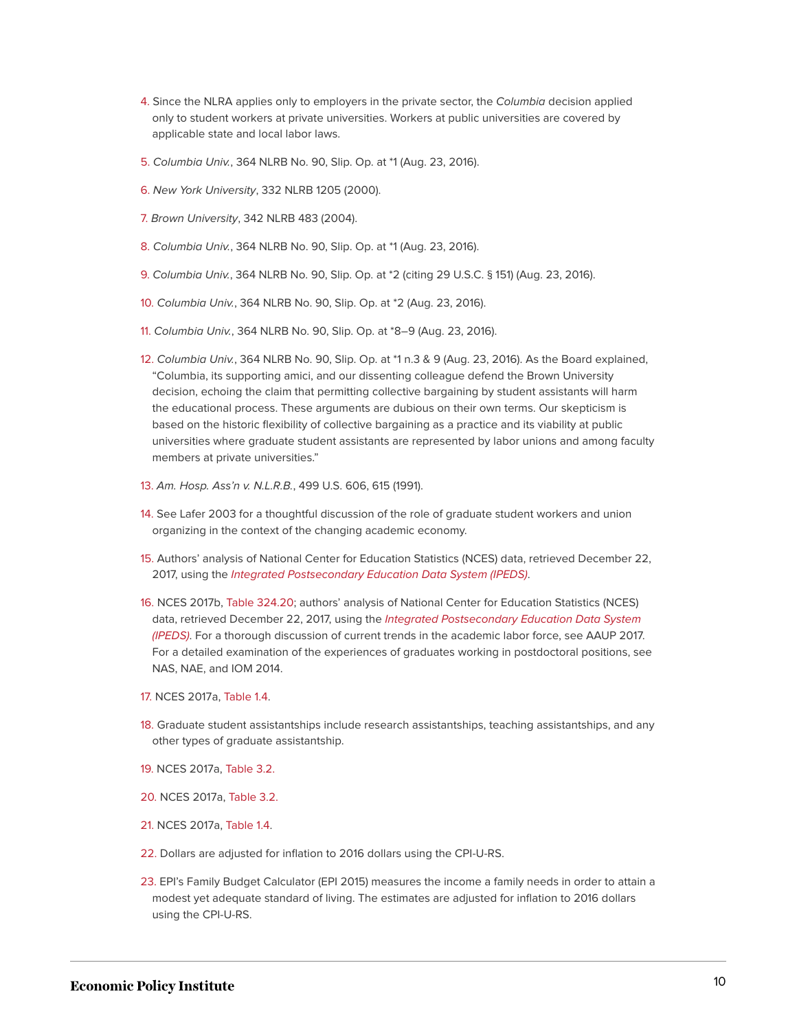4. Since the NLRA applies only to employers in the private sector, the *Columbia* decision applied only to student workers at private universities. Workers at public universities are covered by applicable state and local labor laws.

5. *Columbia Univ.*, 364 NLRB No. 90, Slip. Op. at *1 (Aug. 23, 2016).

6. *New York University*, 332 NLRB 1205 (2000).

7. *Brown University*, 342 NLRB 483 (2004).

8. *Columbia Univ.*, 364 NLRB No. 90, Slip. Op. at *1 (Aug. 23, 2016).

9. *Columbia Univ.*, 364 NLRB No. 90, Slip. Op. at *2 (citing 29 U.S.C. § 151) (Aug. 23, 2016).

10. *Columbia Univ.*, 364 NLRB No. 90, Slip. Op. at *2 (Aug. 23, 2016).

11. *Columbia Univ.*, 364 NLRB No. 90, Slip. Op. at *8–9 (Aug. 23, 2016).

12. *Columbia Univ.*, 364 NLRB No. 90, Slip. Op. at *1 n.3 & 9 (Aug. 23, 2016). As the Board explained, "Columbia, its supporting amici, and our dissenting colleague defend the Brown University decision, echoing the claim that permitting collective bargaining by student assistants will harm the educational process. These arguments are dubious on their own terms. Our skepticism is based on the historic flexibility of collective bargaining as a practice and its viability at public universities where graduate student assistants are represented by labor unions and among faculty members at private universities."

13. *Am. Hosp. Ass'n v. N.L.R.B.*, 499 U.S. 606, 615 (1991).

14. See Lafer 2003 for a thoughtful discussion of the role of graduate student workers and union organizing in the context of the changing academic economy.

15. Authors' analysis of National Center for Education Statistics (NCES) data, retrieved December 22, 2017, using the *Integrated Postsecondary Education Data System (IPEDS)*.

16. NCES 2017b, Table 324.20; authors' analysis of National Center for Education Statistics (NCES) data, retrieved December 22, 2017, using the *Integrated Postsecondary Education Data System (IPEDS)*. For a thorough discussion of current trends in the academic labor force, see AAUP 2017. For a detailed examination of the experiences of graduates working in postdoctoral positions, see NAS, NAE, and IOM 2014.

17. NCES 2017a, Table 1.4.

18. Graduate student assistantships include research assistantships, teaching assistantships, and any other types of graduate assistantship.

19. NCES 2017a, Table 3.2.

20. NCES 2017a, Table 3.2.

21. NCES 2017a, Table 1.4.

22. Dollars are adjusted for inflation to 2016 dollars using the CPI-U-RS.

23. EPI's Family Budget Calculator (EPI 2015) measures the income a family needs in order to attain a modest yet adequate standard of living. The estimates are adjusted for inflation to 2016 dollars using the CPI-U-RS.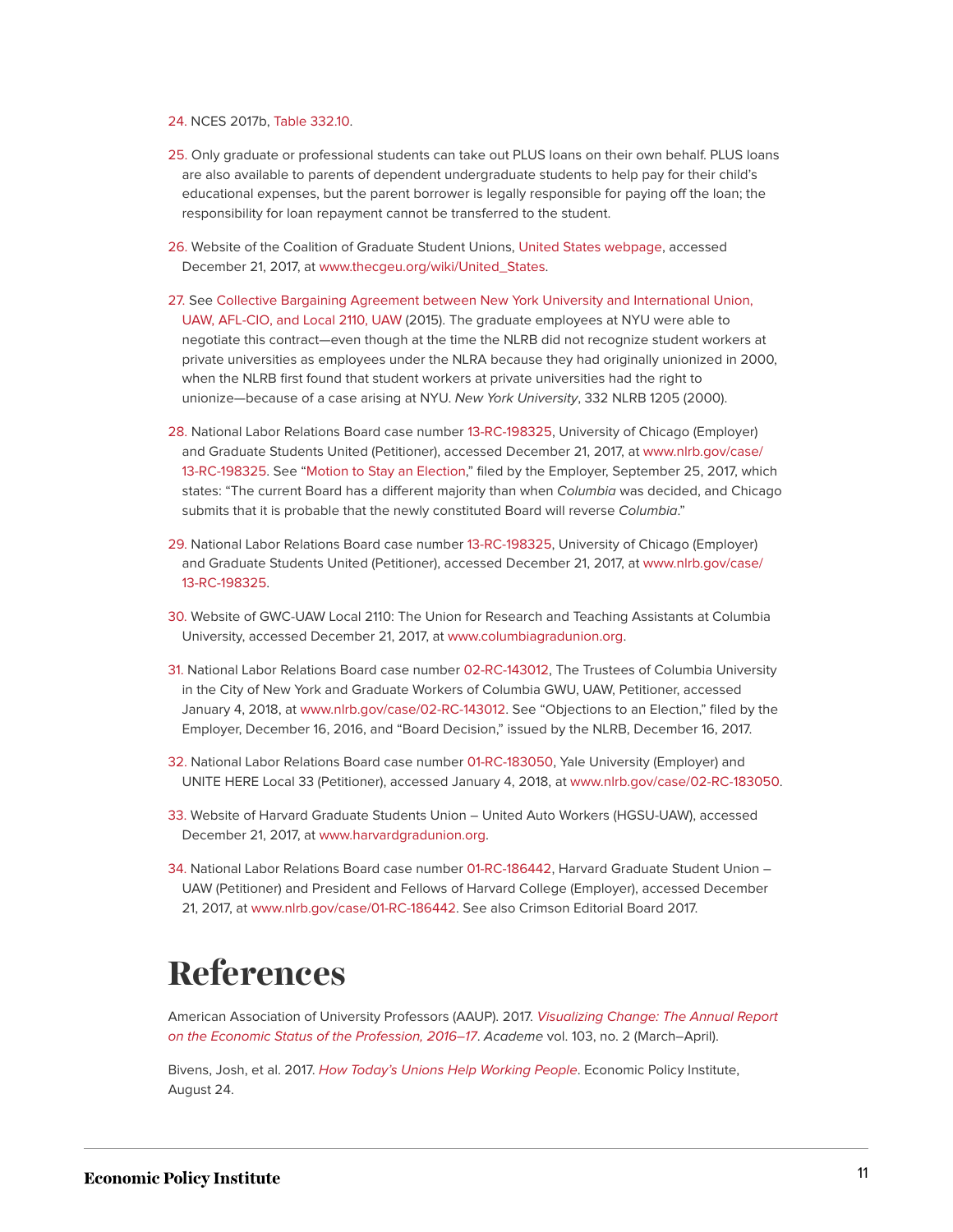24. NCES 2017b, Table 332.10.

25. Only graduate or professional students can take out PLUS loans on their own behalf. PLUS loans are also available to parents of dependent undergraduate students to help pay for their child's educational expenses, but the parent borrower is legally responsible for paying off the loan; the responsibility for loan repayment cannot be transferred to the student.

26. Website of the Coalition of Graduate Student Unions, United States webpage, accessed December 21, 2017, at www.thecgeu.org/wiki/United_States.

27. See Collective Bargaining Agreement between New York University and International Union, UAW, AFL-CIO, and Local 2110, UAW (2015). The graduate employees at NYU were able to negotiate this contract—even though at the time the NLRB did not recognize student workers at private universities as employees under the NLRA because they had originally unionized in 2000, when the NLRB first found that student workers at private universities had the right to unionize—because of a case arising at NYU. *New York University*, 332 NLRB 1205 (2000).

28. National Labor Relations Board case number 13-RC-198325, University of Chicago (Employer) and Graduate Students United (Petitioner), accessed December 21, 2017, at www.nlrb.gov/case/13-RC-198325. See "Motion to Stay an Election," filed by the Employer, September 25, 2017, which states: "The current Board has a different majority than when *Columbia* was decided, and Chicago submits that it is probable that the newly constituted Board will reverse *Columbia*."

29. National Labor Relations Board case number 13-RC-198325, University of Chicago (Employer) and Graduate Students United (Petitioner), accessed December 21, 2017, at www.nlrb.gov/case/13-RC-198325.

30. Website of GWC-UAW Local 2110: The Union for Research and Teaching Assistants at Columbia University, accessed December 21, 2017, at www.columbiagradunion.org.

31. National Labor Relations Board case number 02-RC-143012, The Trustees of Columbia University in the City of New York and Graduate Workers of Columbia GWU, UAW, Petitioner, accessed January 4, 2018, at www.nlrb.gov/case/02-RC-143012. See "Objections to an Election," filed by the Employer, December 16, 2016, and "Board Decision," issued by the NLRB, December 16, 2017.

32. National Labor Relations Board case number 01-RC-183050, Yale University (Employer) and UNITE HERE Local 33 (Petitioner), accessed January 4, 2018, at www.nlrb.gov/case/02-RC-183050.

33. Website of Harvard Graduate Students Union – United Auto Workers (HGSU-UAW), accessed December 21, 2017, at www.harvardgradunion.org.

34. National Labor Relations Board case number 01-RC-186442, Harvard Graduate Student Union – UAW (Petitioner) and President and Fellows of Harvard College (Employer), accessed December 21, 2017, at www.nlrb.gov/case/01-RC-186442. See also Crimson Editorial Board 2017.

# References

American Association of University Professors (AAUP). 2017. *Visualizing Change: The Annual Report on the Economic Status of the Profession, 2016–17*. *Academe* vol. 103, no. 2 (March–April).

Bivens, Josh, et al. 2017. *How Today's Unions Help Working People*. Economic Policy Institute, August 24.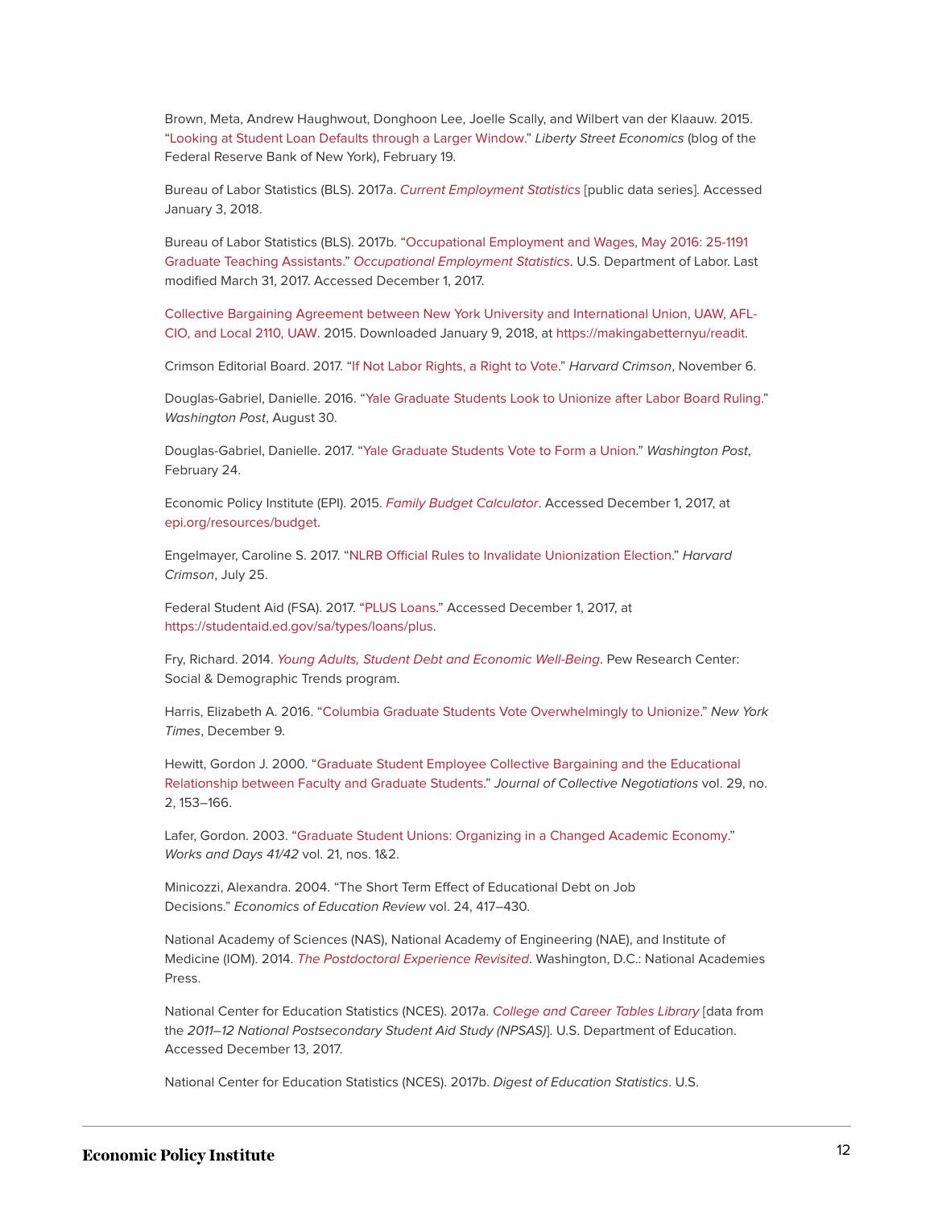Brown, Meta, Andrew Haughwout, Donghoon Lee, Joelle Scally, and Wilbert van der Klaauw. 2015. "Looking at Student Loan Defaults through a Larger Window." *Liberty Street Economics* (blog of the Federal Reserve Bank of New York), February 19.

Bureau of Labor Statistics (BLS). 2017a. *Current Employment Statistics* [public data series]. Accessed January 3, 2018.

Bureau of Labor Statistics (BLS). 2017b. "Occupational Employment and Wages, May 2016: 25-1191 Graduate Teaching Assistants." *Occupational Employment Statistics*. U.S. Department of Labor. Last modified March 31, 2017. Accessed December 1, 2017.

Collective Bargaining Agreement between New York University and International Union, UAW, AFL-CIO, and Local 2110, UAW. 2015. Downloaded January 9, 2018, at https://makingabetternyu/readit.

Crimson Editorial Board. 2017. "If Not Labor Rights, a Right to Vote." *Harvard Crimson*, November 6.

Douglas-Gabriel, Danielle. 2016. "Yale Graduate Students Look to Unionize after Labor Board Ruling." *Washington Post*, August 30.

Douglas-Gabriel, Danielle. 2017. "Yale Graduate Students Vote to Form a Union." *Washington Post*, February 24.

Economic Policy Institute (EPI). 2015. *Family Budget Calculator*. Accessed December 1, 2017, at epi.org/resources/budget.

Engelmayer, Caroline S. 2017. "NLRB Official Rules to Invalidate Unionization Election." *Harvard Crimson*, July 25.

Federal Student Aid (FSA). 2017. "PLUS Loans." Accessed December 1, 2017, at https://studentaid.ed.gov/sa/types/loans/plus.

Fry, Richard. 2014. *Young Adults, Student Debt and Economic Well-Being*. Pew Research Center: Social & Demographic Trends program.

Harris, Elizabeth A. 2016. "Columbia Graduate Students Vote Overwhelmingly to Unionize." *New York Times*, December 9.

Hewitt, Gordon J. 2000. "Graduate Student Employee Collective Bargaining and the Educational Relationship between Faculty and Graduate Students." *Journal of Collective Negotiations* vol. 29, no. 2, 153–166.

Lafer, Gordon. 2003. "Graduate Student Unions: Organizing in a Changed Academic Economy." *Works and Days 41/42* vol. 21, nos. 1&2.

Minicozzi, Alexandra. 2004. "The Short Term Effect of Educational Debt on Job Decisions." *Economics of Education Review* vol. 24, 417–430.

National Academy of Sciences (NAS), National Academy of Engineering (NAE), and Institute of Medicine (IOM). 2014. *The Postdoctoral Experience Revisited*. Washington, D.C.: National Academies Press.

National Center for Education Statistics (NCES). 2017a. *College and Career Tables Library* [data from the *2011–12 National Postsecondary Student Aid Study (NPSAS)*]. U.S. Department of Education. Accessed December 13, 2017.

National Center for Education Statistics (NCES). 2017b. *Digest of Education Statistics*. U.S.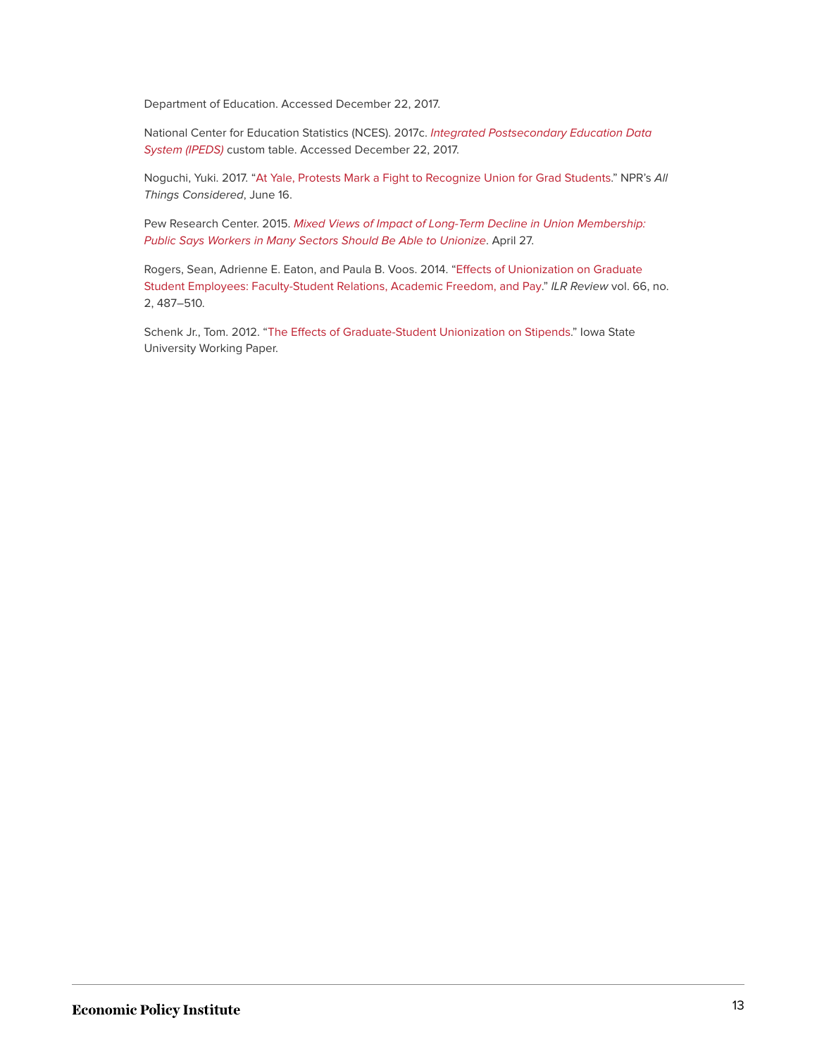Department of Education. Accessed December 22, 2017.

National Center for Education Statistics (NCES). 2017c. *Integrated Postsecondary Education Data System (IPEDS)* custom table. Accessed December 22, 2017.

Noguchi, Yuki. 2017. "At Yale, Protests Mark a Fight to Recognize Union for Grad Students." NPR's *All Things Considered*, June 16.

Pew Research Center. 2015. *Mixed Views of Impact of Long-Term Decline in Union Membership: Public Says Workers in Many Sectors Should Be Able to Unionize*. April 27.

Rogers, Sean, Adrienne E. Eaton, and Paula B. Voos. 2014. "Effects of Unionization on Graduate Student Employees: Faculty-Student Relations, Academic Freedom, and Pay." *ILR Review* vol. 66, no. 2, 487–510.

Schenk Jr., Tom. 2012. "The Effects of Graduate-Student Unionization on Stipends." Iowa State University Working Paper.